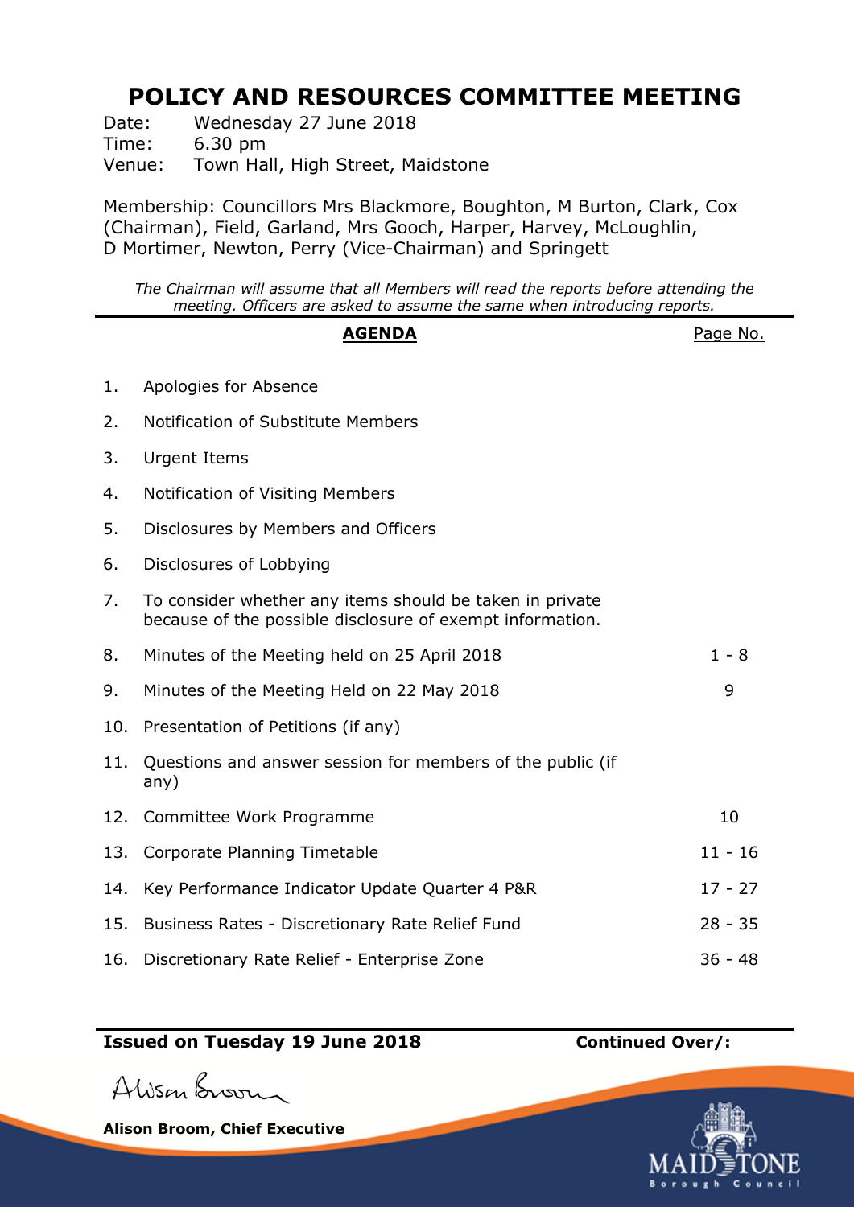# POLICY AND RESOURCES COMMITTEE MEETING

Date: Wednesday 27 June 2018
Time: 6.30 pm
Venue: Town Hall, High Street, Maidstone

Membership: Councillors Mrs Blackmore, Boughton, M Burton, Clark, Cox (Chairman), Field, Garland, Mrs Gooch, Harper, Harvey, McLoughlin, D Mortimer, Newton, Perry (Vice-Chairman) and Springett

*The Chairman will assume that all Members will read the reports before attending the meeting. Officers are asked to assume the same when introducing reports.*

| | **AGENDA** | Page No. |
|---|---|---|
| 1. | Apologies for Absence | |
| 2. | Notification of Substitute Members | |
| 3. | Urgent Items | |
| 4. | Notification of Visiting Members | |
| 5. | Disclosures by Members and Officers | |
| 6. | Disclosures of Lobbying | |
| 7. | To consider whether any items should be taken in private because of the possible disclosure of exempt information. | |
| 8. | Minutes of the Meeting held on 25 April 2018 | 1 - 8 |
| 9. | Minutes of the Meeting Held on 22 May 2018 | 9 |
| 10. | Presentation of Petitions (if any) | |
| 11. | Questions and answer session for members of the public (if any) | |
| 12. | Committee Work Programme | 10 |
| 13. | Corporate Planning Timetable | 11 - 16 |
| 14. | Key Performance Indicator Update Quarter 4 P&R | 17 - 27 |
| 15. | Business Rates - Discretionary Rate Relief Fund | 28 - 35 |
| 16. | Discretionary Rate Relief - Enterprise Zone | 36 - 48 |

**Issued on Tuesday 19 June 2018** **Continued Over/:**

Alison Broom

**Alison Broom, Chief Executive**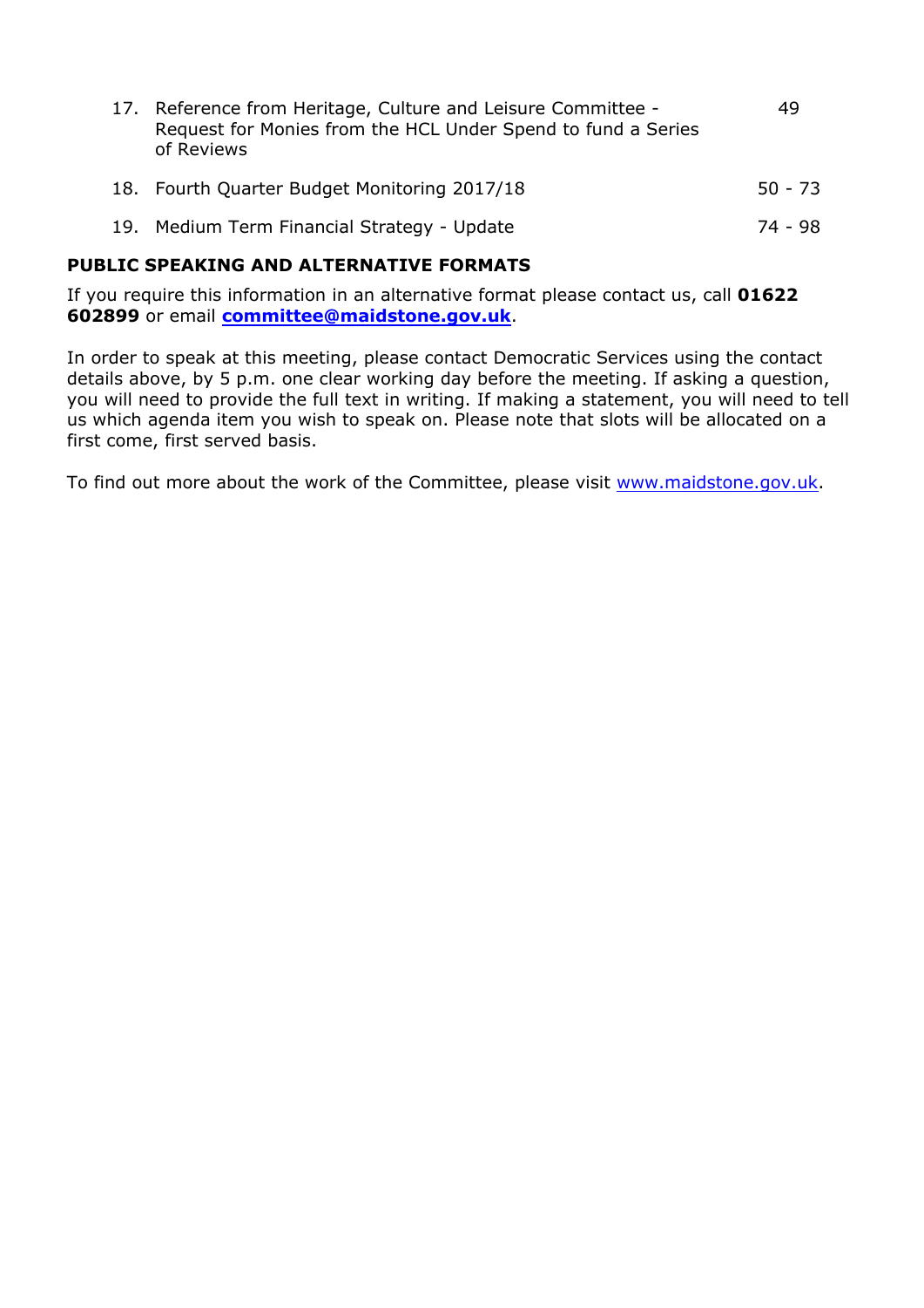17. Reference from Heritage, Culture and Leisure Committee - Request for Monies from the HCL Under Spend to fund a Series of Reviews 49

18. Fourth Quarter Budget Monitoring 2017/18 50 - 73

19. Medium Term Financial Strategy - Update 74 - 98

**PUBLIC SPEAKING AND ALTERNATIVE FORMATS**

If you require this information in an alternative format please contact us, call **01622 602899** or email **committee@maidstone.gov.uk**.

In order to speak at this meeting, please contact Democratic Services using the contact details above, by 5 p.m. one clear working day before the meeting. If asking a question, you will need to provide the full text in writing. If making a statement, you will need to tell us which agenda item you wish to speak on. Please note that slots will be allocated on a first come, first served basis.

To find out more about the work of the Committee, please visit www.maidstone.gov.uk.